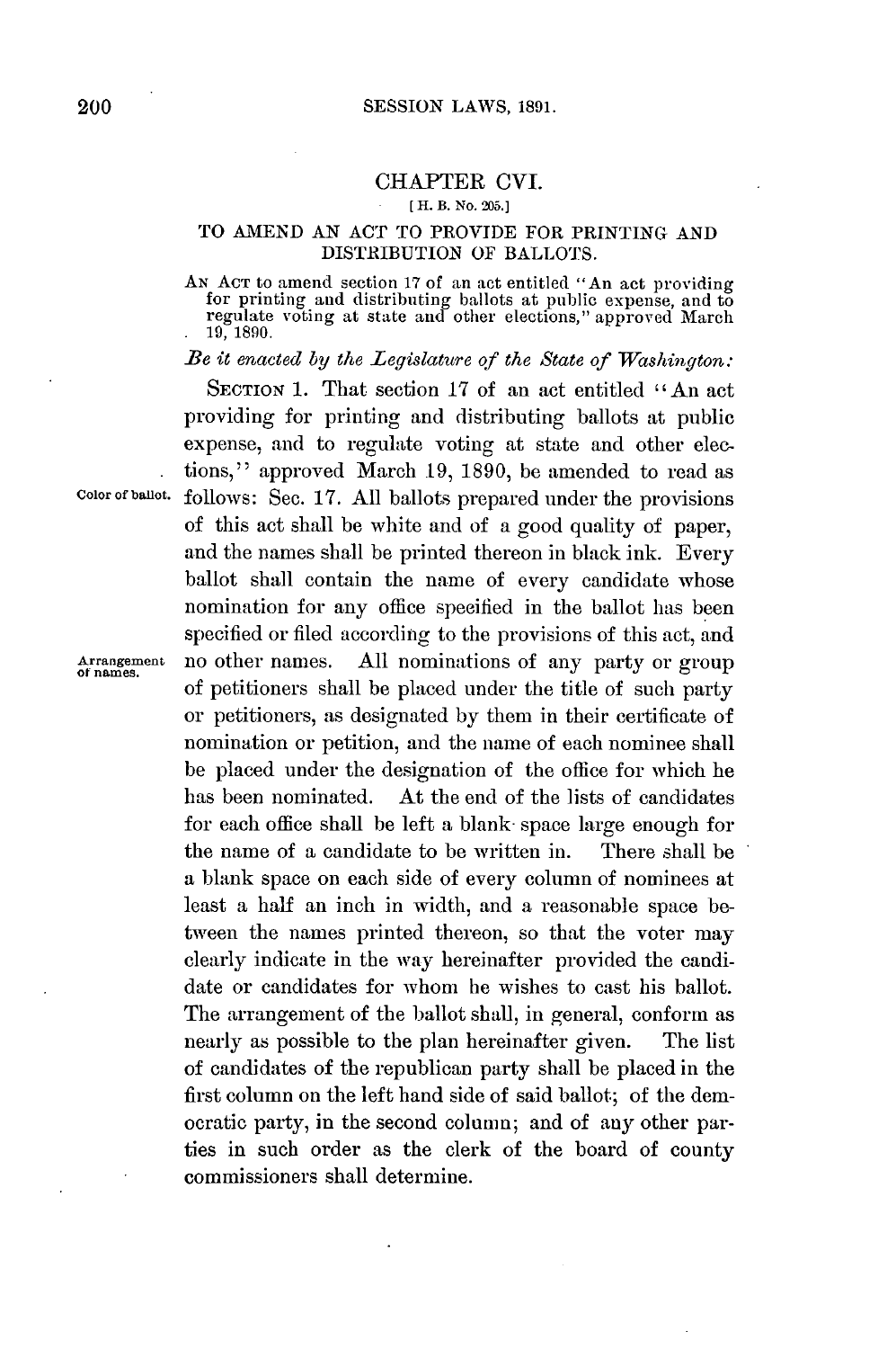## CHAPTER CVI.

[H. B. No. 205.]

### TO AMEND AN ACT TO PROVIDE FOR PRINTING AND DISTRIBUTION OF BALLOTS.

AN ACT to amend section 17 of an act entitled "An act providing for printing and distributing ballots at public expense, and to regulate voting at state and other elections," approved March 19, 1890.

*Be it enacted by the Legislature of the State of Washington:*

SECTION 1. That section 17 of an act entitled "An act providing for printing and distributing ballots at public expense, and to regulate voting at state and other elections," approved March 19, 1890, be amended to read as follows: Sec. 17. All ballots prepared under the provisions of this act shall be white and of a good quality of paper, and the names shall be printed thereon in black ink. Every ballot shall contain the name of every candidate whose nomination for any office specified in the ballot has been specified or filed according to the provisions of this act, and no other names. All nominations of any party or group of petitioners shall be placed under the title of such party or petitioners, as designated by them in their certificate of nomination or petition, and the name of each nominee shall be placed under the designation of the office for which he has been nominated. At the end of the lists of candidates for each office shall be left a blank space large enough for the name of a candidate to be written in. There shall be a blank space on each side of every column of nominees at least a half an inch in width, and a reasonable space between the names printed thereon, so that the voter may clearly indicate in the way hereinafter provided the candidate or candidates for whom he wishes to cast his ballot. The arrangement of the ballot shall, in general, conform as nearly as possible to the plan hereinafter given. The list of candidates of the republican party shall be placed in the first column on the left hand side of said ballot; of the democratic party, in the second column; and of any other parties in such order as the clerk of the board of county commissioners shall determine.

Color of ballot.

Arrangement of names.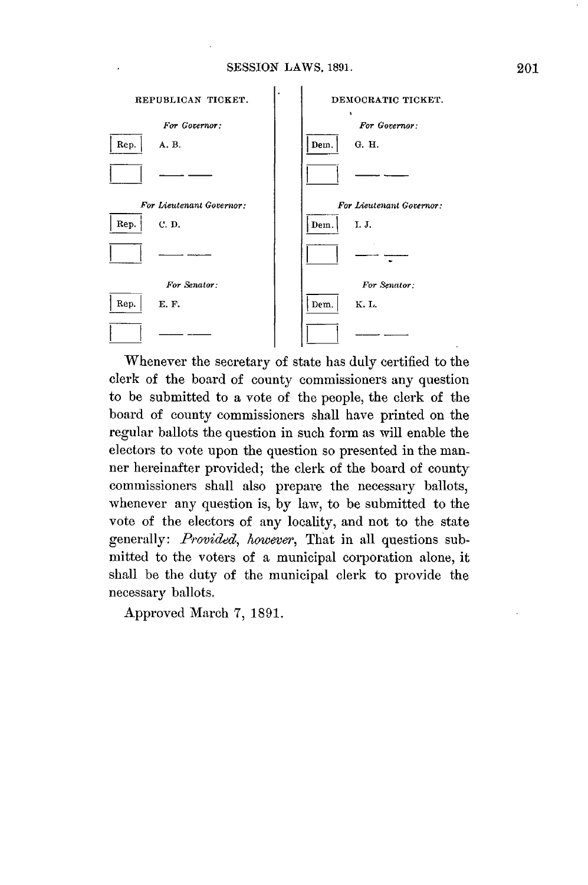| REPUBLICAN TICKET. | DEMOCRATIC TICKET. |
| --- | --- |
| *For Governor:* | *For Governor:* |
| [Rep.] A. B. | [Dem.] G. H. |
| [ ] —— | [ ] —— |
| *For Lieutenant Governor:* | *For Lieutenant Governor:* |
| [Rep.] C. D. | [Dem.] I. J. |
| [ ] —— | [ ] —— |
| *For Senator:* | *For Senator:* |
| [Rep.] E. F. | [Dem.] K. L. |
| [ ] —— | [ ] —— |

Whenever the secretary of state has duly certified to the clerk of the board of county commissioners any question to be submitted to a vote of the people, the clerk of the board of county commissioners shall have printed on the regular ballots the question in such form as will enable the electors to vote upon the question so presented in the manner hereinafter provided; the clerk of the board of county commissioners shall also prepare the necessary ballots, whenever any question is, by law, to be submitted to the vote of the electors of any locality, and not to the state generally: *Provided, however,* That in all questions submitted to the voters of a municipal corporation alone, it shall be the duty of the municipal clerk to provide the necessary ballots.

Approved March 7, 1891.